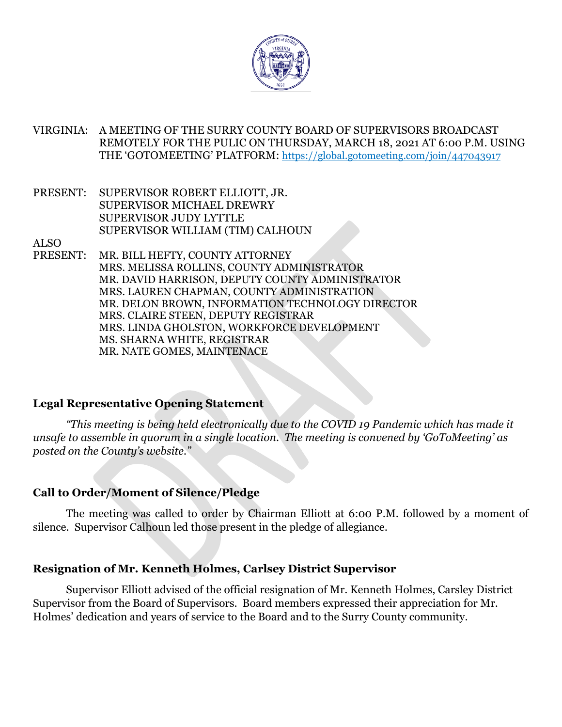VIRGINIA: A MEETING OF THE SURRY COUNTY BOARD OF SUPERVISORS BROADCAST REMOTELY FOR THE PULIC ON THURSDAY, MARCH 18, 2021 AT 6:00 P.M. USING THE 'GOTOMEETING' PLATFORM: https://global.gotomeeting.com/join/447043917

PRESENT: SUPERVISOR ROBERT ELLIOTT, JR.
SUPERVISOR MICHAEL DREWRY
SUPERVISOR JUDY LYTTLE
SUPERVISOR WILLIAM (TIM) CALHOUN

ALSO
PRESENT: MR. BILL HEFTY, COUNTY ATTORNEY
MRS. MELISSA ROLLINS, COUNTY ADMINISTRATOR
MR. DAVID HARRISON, DEPUTY COUNTY ADMINISTRATOR
MRS. LAUREN CHAPMAN, COUNTY ADMINISTRATION
MR. DELON BROWN, INFORMATION TECHNOLOGY DIRECTOR
MRS. CLAIRE STEEN, DEPUTY REGISTRAR
MRS. LINDA GHOLSTON, WORKFORCE DEVELOPMENT
MS. SHARNA WHITE, REGISTRAR
MR. NATE GOMES, MAINTENACE

## Legal Representative Opening Statement

*"This meeting is being held electronically due to the COVID 19 Pandemic which has made it unsafe to assemble in quorum in a single location. The meeting is convened by 'GoToMeeting' as posted on the County's website."*

## Call to Order/Moment of Silence/Pledge

The meeting was called to order by Chairman Elliott at 6:00 P.M. followed by a moment of silence. Supervisor Calhoun led those present in the pledge of allegiance.

## Resignation of Mr. Kenneth Holmes, Carlsey District Supervisor

Supervisor Elliott advised of the official resignation of Mr. Kenneth Holmes, Carsley District Supervisor from the Board of Supervisors. Board members expressed their appreciation for Mr. Holmes' dedication and years of service to the Board and to the Surry County community.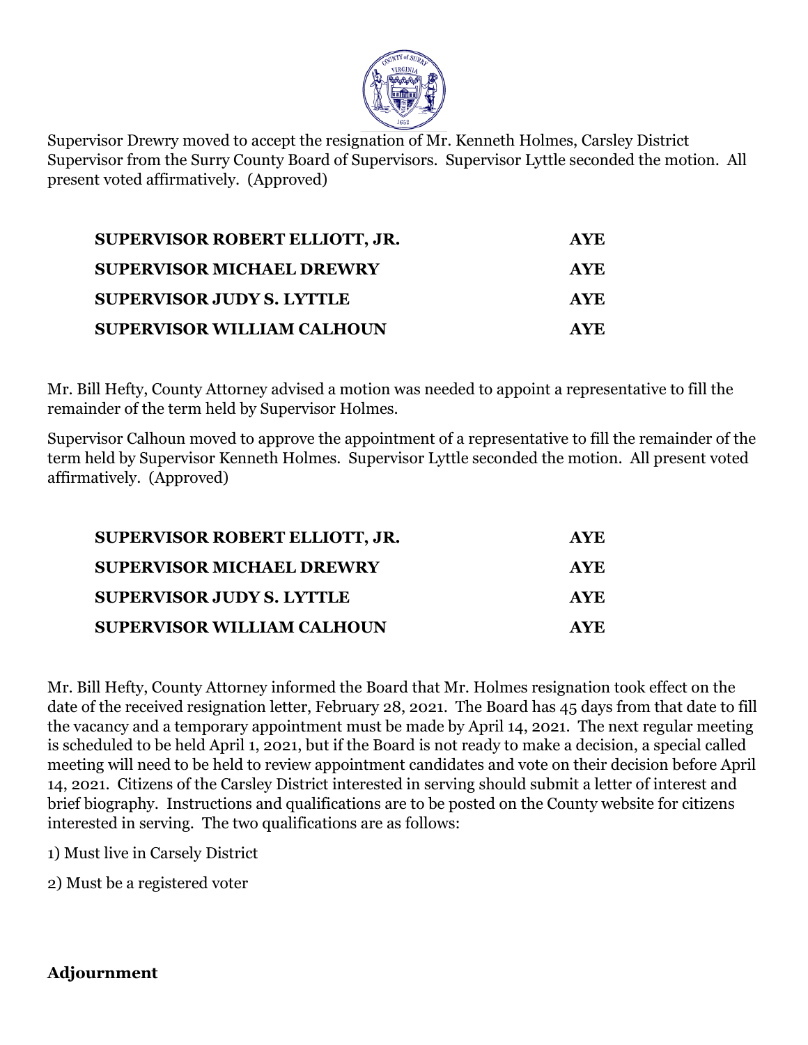Supervisor Drewry moved to accept the resignation of Mr. Kenneth Holmes, Carsley District Supervisor from the Surry County Board of Supervisors. Supervisor Lyttle seconded the motion. All present voted affirmatively. (Approved)

| | |
|---|---|
| **SUPERVISOR ROBERT ELLIOTT, JR.** | **AYE** |
| **SUPERVISOR MICHAEL DREWRY** | **AYE** |
| **SUPERVISOR JUDY S. LYTTLE** | **AYE** |
| **SUPERVISOR WILLIAM CALHOUN** | **AYE** |

Mr. Bill Hefty, County Attorney advised a motion was needed to appoint a representative to fill the remainder of the term held by Supervisor Holmes.

Supervisor Calhoun moved to approve the appointment of a representative to fill the remainder of the term held by Supervisor Kenneth Holmes. Supervisor Lyttle seconded the motion. All present voted affirmatively. (Approved)

| | |
|---|---|
| **SUPERVISOR ROBERT ELLIOTT, JR.** | **AYE** |
| **SUPERVISOR MICHAEL DREWRY** | **AYE** |
| **SUPERVISOR JUDY S. LYTTLE** | **AYE** |
| **SUPERVISOR WILLIAM CALHOUN** | **AYE** |

Mr. Bill Hefty, County Attorney informed the Board that Mr. Holmes resignation took effect on the date of the received resignation letter, February 28, 2021. The Board has 45 days from that date to fill the vacancy and a temporary appointment must be made by April 14, 2021. The next regular meeting is scheduled to be held April 1, 2021, but if the Board is not ready to make a decision, a special called meeting will need to be held to review appointment candidates and vote on their decision before April 14, 2021. Citizens of the Carsley District interested in serving should submit a letter of interest and brief biography. Instructions and qualifications are to be posted on the County website for citizens interested in serving. The two qualifications are as follows:

1) Must live in Carsely District

2) Must be a registered voter

**Adjournment**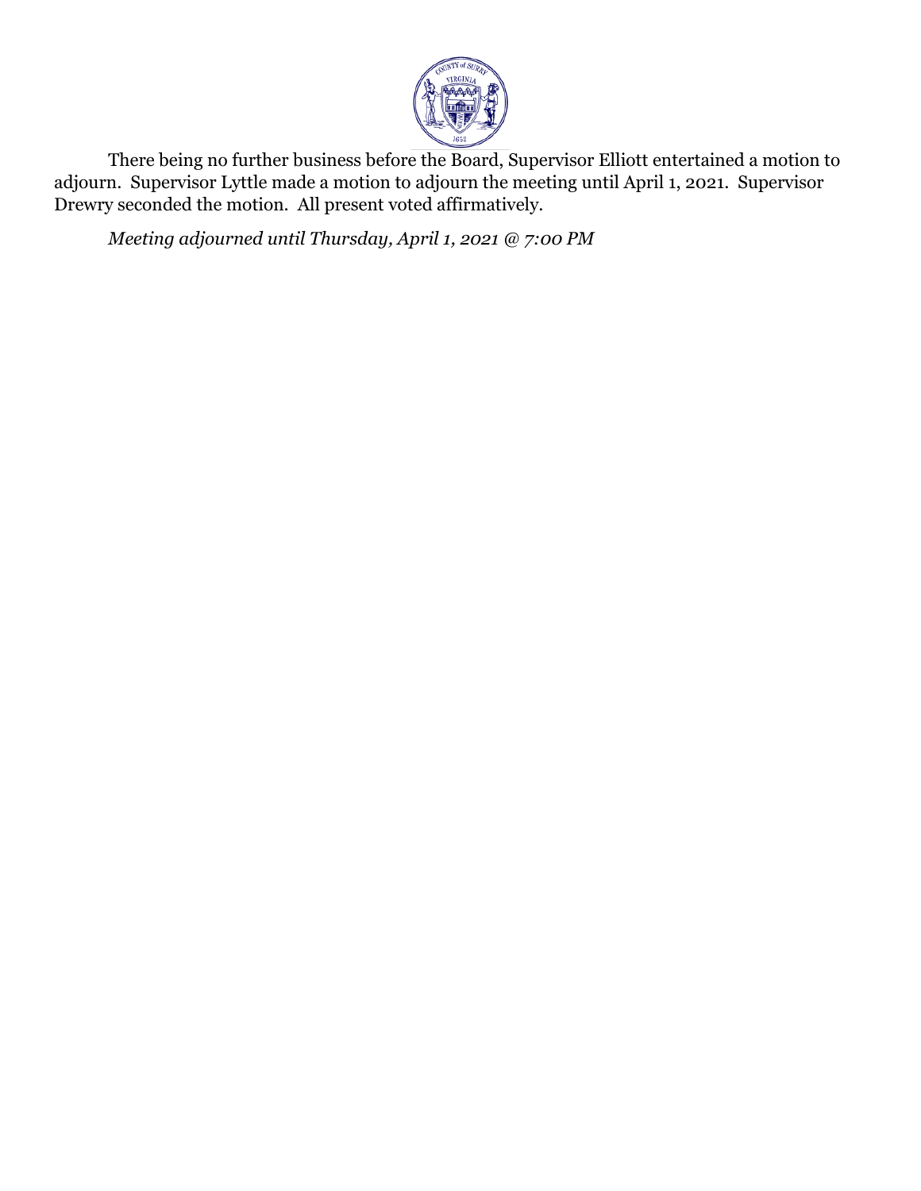There being no further business before the Board, Supervisor Elliott entertained a motion to adjourn. Supervisor Lyttle made a motion to adjourn the meeting until April 1, 2021. Supervisor Drewry seconded the motion. All present voted affirmatively.

*Meeting adjourned until Thursday, April 1, 2021 @ 7:00 PM*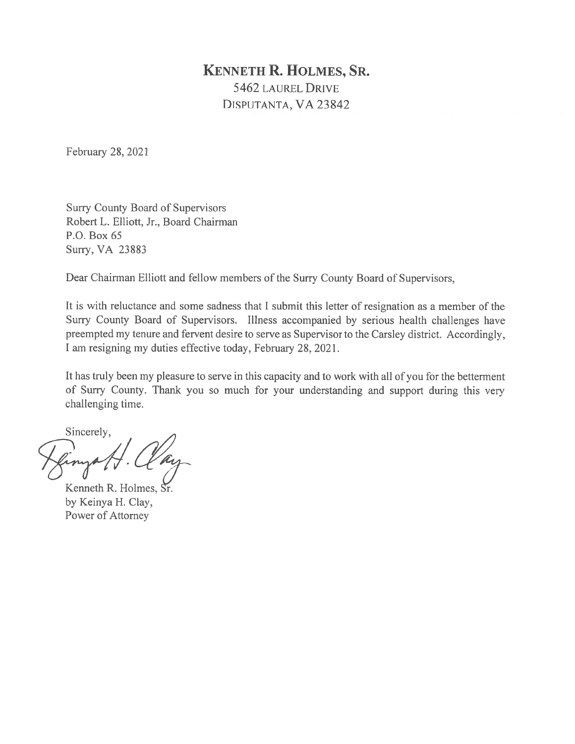# KENNETH R. HOLMES, SR.

5462 LAUREL DRIVE
DISPUTANTA, VA 23842

February 28, 2021

Surry County Board of Supervisors
Robert L. Elliott, Jr., Board Chairman
P.O. Box 65
Surry, VA 23883

Dear Chairman Elliott and fellow members of the Surry County Board of Supervisors,

It is with reluctance and some sadness that I submit this letter of resignation as a member of the Surry County Board of Supervisors. Illness accompanied by serious health challenges have preempted my tenure and fervent desire to serve as Supervisor to the Carsley district. Accordingly, I am resigning my duties effective today, February 28, 2021.

It has truly been my pleasure to serve in this capacity and to work with all of you for the betterment of Surry County. Thank you so much for your understanding and support during this very challenging time.

Sincerely,

Keinya H. Clay

Kenneth R. Holmes, Sr.
by Keinya H. Clay,
Power of Attorney